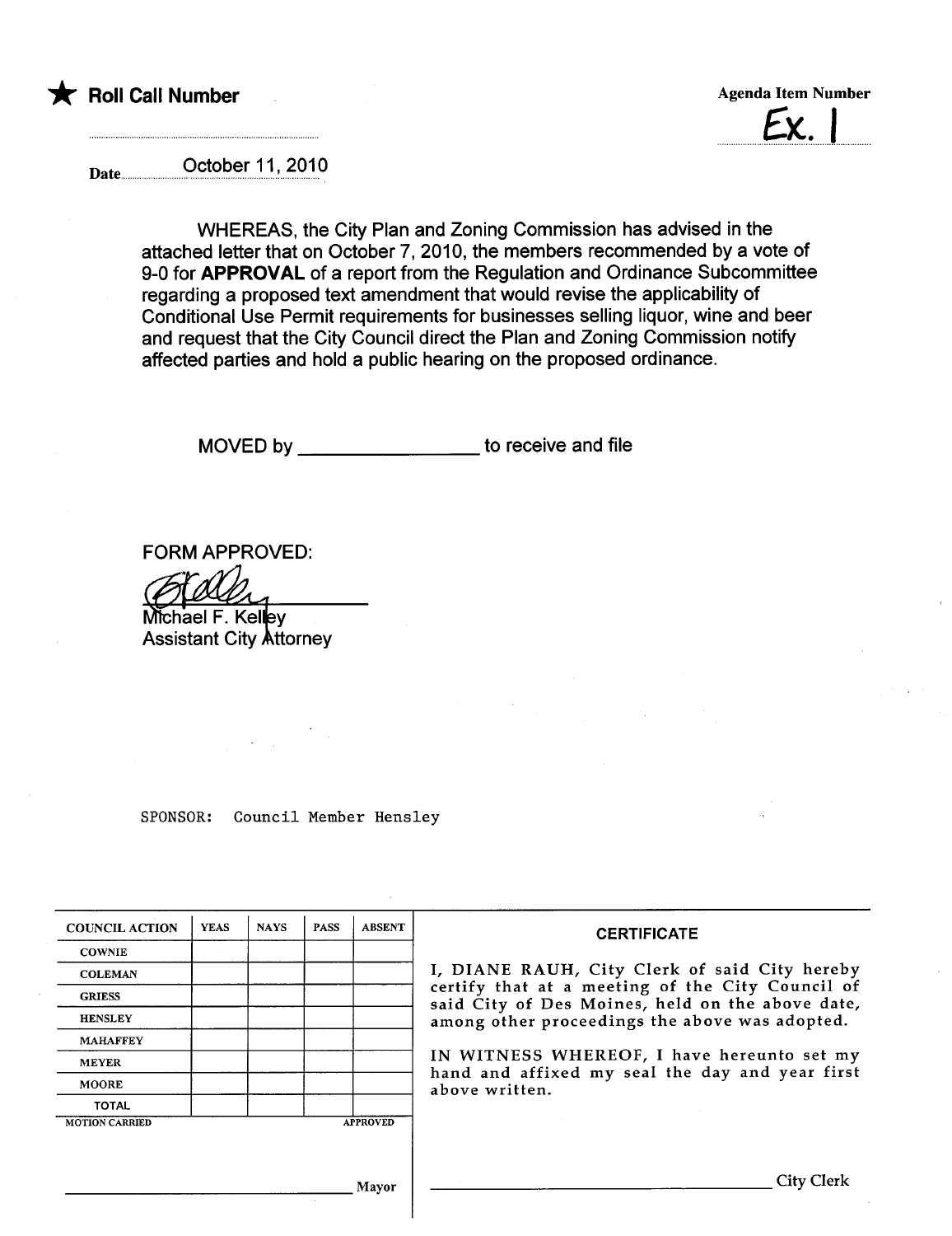★ **Roll Call Number**

**Agenda Item Number**

Ex. 1

Date October 11, 2010

WHEREAS, the City Plan and Zoning Commission has advised in the attached letter that on October 7, 2010, the members recommended by a vote of 9-0 for **APPROVAL** of a report from the Regulation and Ordinance Subcommittee regarding a proposed text amendment that would revise the applicability of Conditional Use Permit requirements for businesses selling liquor, wine and beer and request that the City Council direct the Plan and Zoning Commission notify affected parties and hold a public hearing on the proposed ordinance.

MOVED by ________________ to receive and file

FORM APPROVED:

Michael F. Kelley
Assistant City Attorney

SPONSOR: Council Member Hensley

| COUNCIL ACTION | YEAS | NAYS | PASS | ABSENT |
|---|---|---|---|---|
| COWNIE | | | | |
| COLEMAN | | | | |
| GRIESS | | | | |
| HENSLEY | | | | |
| MAHAFFEY | | | | |
| MEYER | | | | |
| MOORE | | | | |
| TOTAL | | | | |

MOTION CARRIED APPROVED

________________________________ Mayor

**CERTIFICATE**

I, DIANE RAUH, City Clerk of said City hereby certify that at a meeting of the City Council of said City of Des Moines, held on the above date, among other proceedings the above was adopted.

IN WITNESS WHEREOF, I have hereunto set my hand and affixed my seal the day and year first above written.

________________________________ City Clerk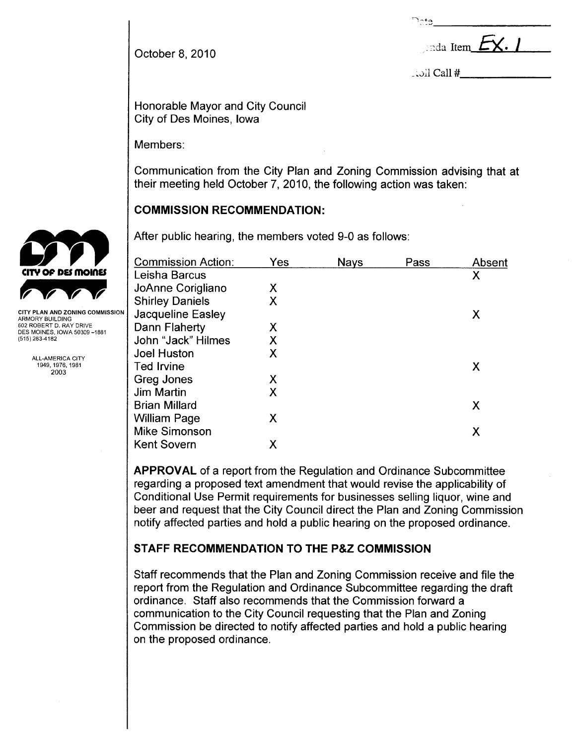Date\_\_\_\_\_\_\_\_\_\_\_\_\_\_\_\_

Agenda Item EX. 1

Roll Call #\_\_\_\_\_\_\_\_\_\_\_\_\_\_

October 8, 2010

CITY OF DES MOINES

CITY PLAN AND ZONING COMMISSION
ARMORY BUILDING
602 ROBERT D. RAY DRIVE
DES MOINES, IOWA 50309-1881
(515) 283-4182

ALL-AMERICA CITY
1949, 1976, 1981
2003

Honorable Mayor and City Council
City of Des Moines, Iowa

Members:

Communication from the City Plan and Zoning Commission advising that at their meeting held October 7, 2010, the following action was taken:

## COMMISSION RECOMMENDATION:

After public hearing, the members voted 9-0 as follows:

| Commission Action: | Yes | Nays | Pass | Absent |
|---|---|---|---|---|
| Leisha Barcus | | | | X |
| JoAnne Corigliano | X | | | |
| Shirley Daniels | X | | | |
| Jacqueline Easley | | | | X |
| Dann Flaherty | X | | | |
| John "Jack" Hilmes | X | | | |
| Joel Huston | X | | | |
| Ted Irvine | | | | X |
| Greg Jones | X | | | |
| Jim Martin | X | | | |
| Brian Millard | | | | X |
| William Page | X | | | |
| Mike Simonson | | | | X |
| Kent Sovern | X | | | |

**APPROVAL** of a report from the Regulation and Ordinance Subcommittee regarding a proposed text amendment that would revise the applicability of Conditional Use Permit requirements for businesses selling liquor, wine and beer and request that the City Council direct the Plan and Zoning Commission notify affected parties and hold a public hearing on the proposed ordinance.

## STAFF RECOMMENDATION TO THE P&Z COMMISSION

Staff recommends that the Plan and Zoning Commission receive and file the report from the Regulation and Ordinance Subcommittee regarding the draft ordinance. Staff also recommends that the Commission forward a communication to the City Council requesting that the Plan and Zoning Commission be directed to notify affected parties and hold a public hearing on the proposed ordinance.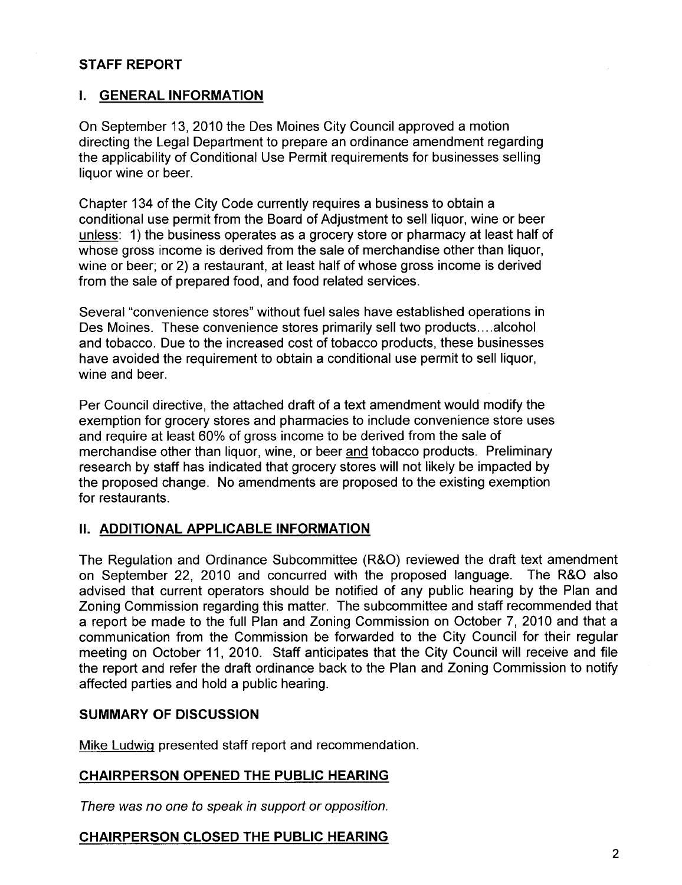## STAFF REPORT

### I. GENERAL INFORMATION

On September 13, 2010 the Des Moines City Council approved a motion directing the Legal Department to prepare an ordinance amendment regarding the applicability of Conditional Use Permit requirements for businesses selling liquor wine or beer.

Chapter 134 of the City Code currently requires a business to obtain a conditional use permit from the Board of Adjustment to sell liquor, wine or beer unless: 1) the business operates as a grocery store or pharmacy at least half of whose gross income is derived from the sale of merchandise other than liquor, wine or beer; or 2) a restaurant, at least half of whose gross income is derived from the sale of prepared food, and food related services.

Several "convenience stores" without fuel sales have established operations in Des Moines. These convenience stores primarily sell two products....alcohol and tobacco. Due to the increased cost of tobacco products, these businesses have avoided the requirement to obtain a conditional use permit to sell liquor, wine and beer.

Per Council directive, the attached draft of a text amendment would modify the exemption for grocery stores and pharmacies to include convenience store uses and require at least 60% of gross income to be derived from the sale of merchandise other than liquor, wine, or beer and tobacco products. Preliminary research by staff has indicated that grocery stores will not likely be impacted by the proposed change. No amendments are proposed to the existing exemption for restaurants.

### II. ADDITIONAL APPLICABLE INFORMATION

The Regulation and Ordinance Subcommittee (R&O) reviewed the draft text amendment on September 22, 2010 and concurred with the proposed language. The R&O also advised that current operators should be notified of any public hearing by the Plan and Zoning Commission regarding this matter. The subcommittee and staff recommended that a report be made to the full Plan and Zoning Commission on October 7, 2010 and that a communication from the Commission be forwarded to the City Council for their regular meeting on October 11, 2010. Staff anticipates that the City Council will receive and file the report and refer the draft ordinance back to the Plan and Zoning Commission to notify affected parties and hold a public hearing.

## SUMMARY OF DISCUSSION

Mike Ludwig presented staff report and recommendation.

### CHAIRPERSON OPENED THE PUBLIC HEARING

*There was no one to speak in support or opposition.*

### CHAIRPERSON CLOSED THE PUBLIC HEARING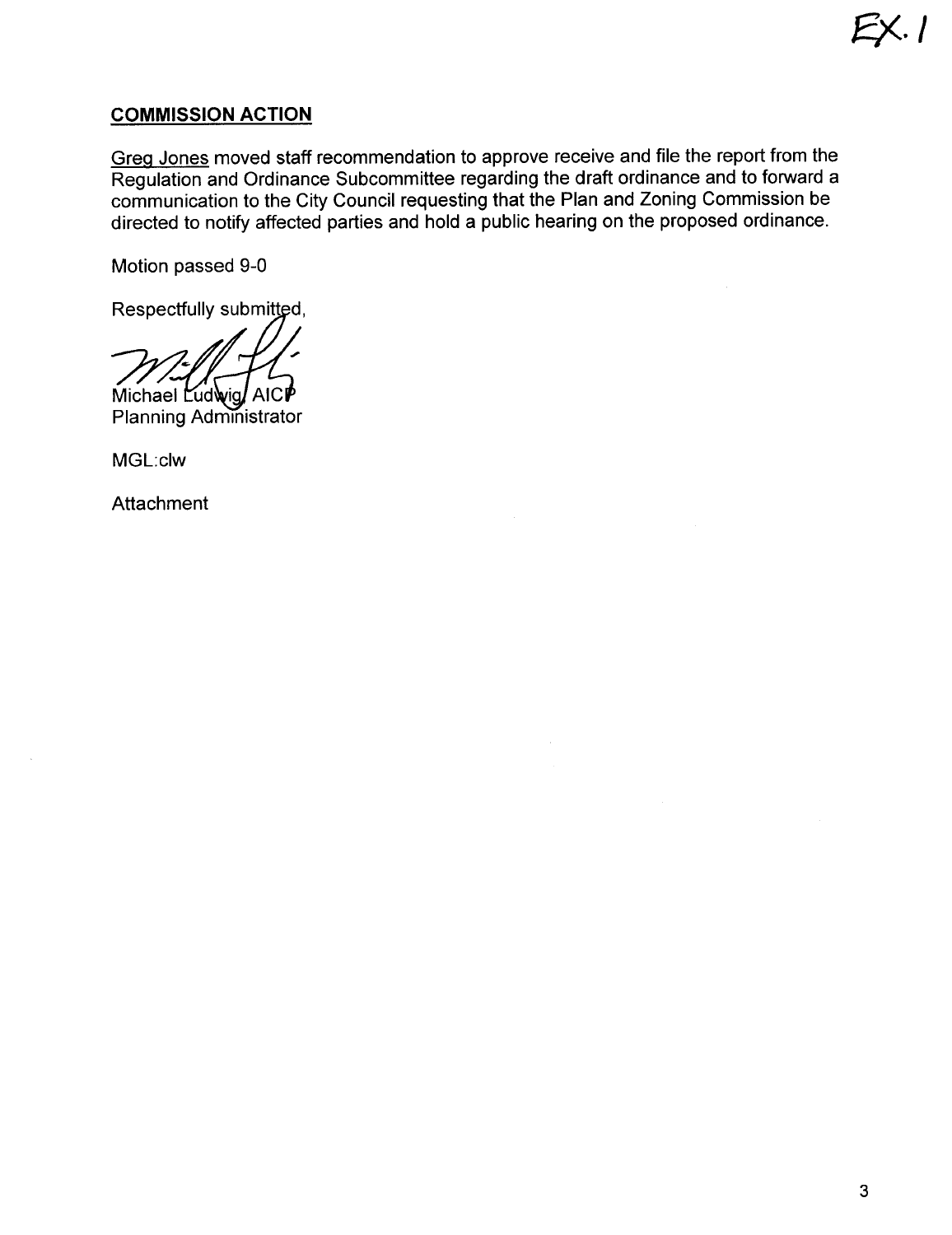EX. I

## COMMISSION ACTION

Greg Jones moved staff recommendation to approve receive and file the report from the Regulation and Ordinance Subcommittee regarding the draft ordinance and to forward a communication to the City Council requesting that the Plan and Zoning Commission be directed to notify affected parties and hold a public hearing on the proposed ordinance.

Motion passed 9-0

Respectfully submitted,

Michael Ludwig, AICP
Planning Administrator

MGL:clw

Attachment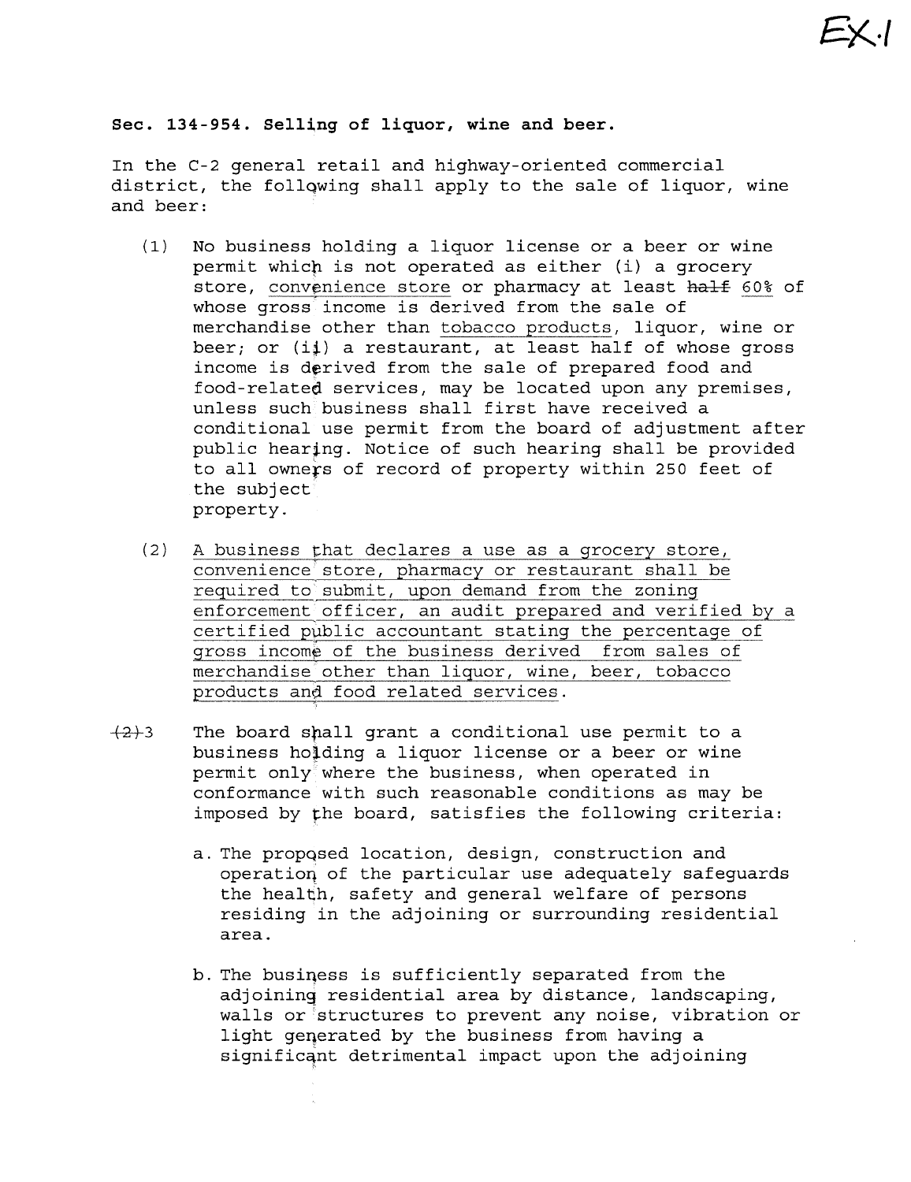EX. 1

**Sec. 134-954. Selling of liquor, wine and beer.**

In the C-2 general retail and highway-oriented commercial district, the following shall apply to the sale of liquor, wine and beer:

(1) No business holding a liquor license or a beer or wine permit which is not operated as either (i) a grocery store, convenience store or pharmacy at least ~~half~~ 60% of whose gross income is derived from the sale of merchandise other than tobacco products, liquor, wine or beer; or (ii) a restaurant, at least half of whose gross income is derived from the sale of prepared food and food-related services, may be located upon any premises, unless such business shall first have received a conditional use permit from the board of adjustment after public hearing. Notice of such hearing shall be provided to all owners of record of property within 250 feet of the subject property.

(2) A business that declares a use as a grocery store, convenience store, pharmacy or restaurant shall be required to submit, upon demand from the zoning enforcement officer, an audit prepared and verified by a certified public accountant stating the percentage of gross income of the business derived from sales of merchandise other than liquor, wine, beer, tobacco products and food related services.

~~(2)~~ 3 The board shall grant a conditional use permit to a business holding a liquor license or a beer or wine permit only where the business, when operated in conformance with such reasonable conditions as may be imposed by the board, satisfies the following criteria:

a. The proposed location, design, construction and operation of the particular use adequately safeguards the health, safety and general welfare of persons residing in the adjoining or surrounding residential area.

b. The business is sufficiently separated from the adjoining residential area by distance, landscaping, walls or structures to prevent any noise, vibration or light generated by the business from having a significant detrimental impact upon the adjoining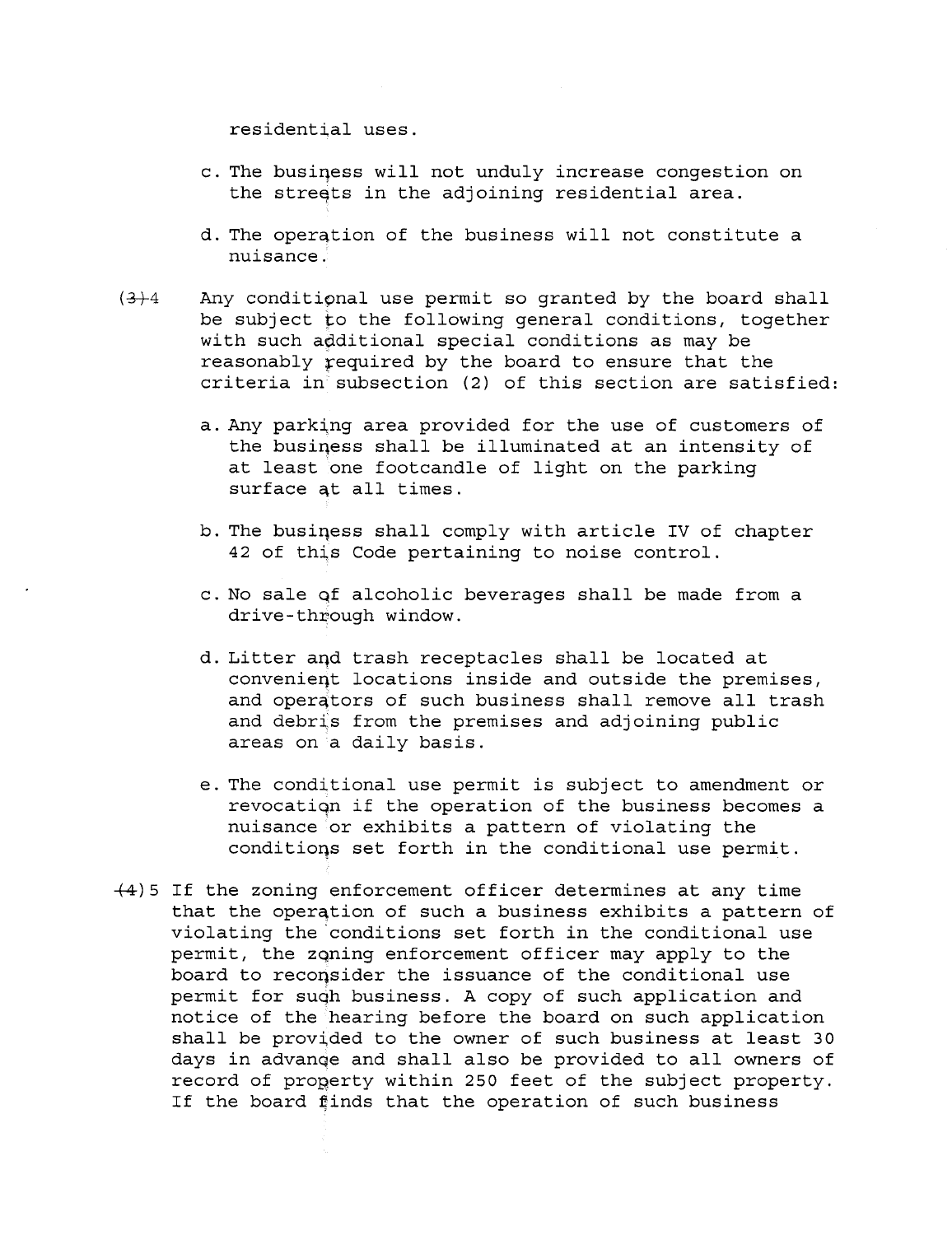residential uses.

c. The business will not unduly increase congestion on the streets in the adjoining residential area.

d. The operation of the business will not constitute a nuisance.

~~(3)~~ 4 Any conditional use permit so granted by the board shall be subject to the following general conditions, together with such additional special conditions as may be reasonably required by the board to ensure that the criteria in subsection (2) of this section are satisfied:

a. Any parking area provided for the use of customers of the business shall be illuminated at an intensity of at least one footcandle of light on the parking surface at all times.

b. The business shall comply with article IV of chapter 42 of this Code pertaining to noise control.

c. No sale of alcoholic beverages shall be made from a drive-through window.

d. Litter and trash receptacles shall be located at convenient locations inside and outside the premises, and operators of such business shall remove all trash and debris from the premises and adjoining public areas on a daily basis.

e. The conditional use permit is subject to amendment or revocation if the operation of the business becomes a nuisance or exhibits a pattern of violating the conditions set forth in the conditional use permit.

~~(4)~~ 5 If the zoning enforcement officer determines at any time that the operation of such a business exhibits a pattern of violating the conditions set forth in the conditional use permit, the zoning enforcement officer may apply to the board to reconsider the issuance of the conditional use permit for such business. A copy of such application and notice of the hearing before the board on such application shall be provided to the owner of such business at least 30 days in advance and shall also be provided to all owners of record of property within 250 feet of the subject property. If the board finds that the operation of such business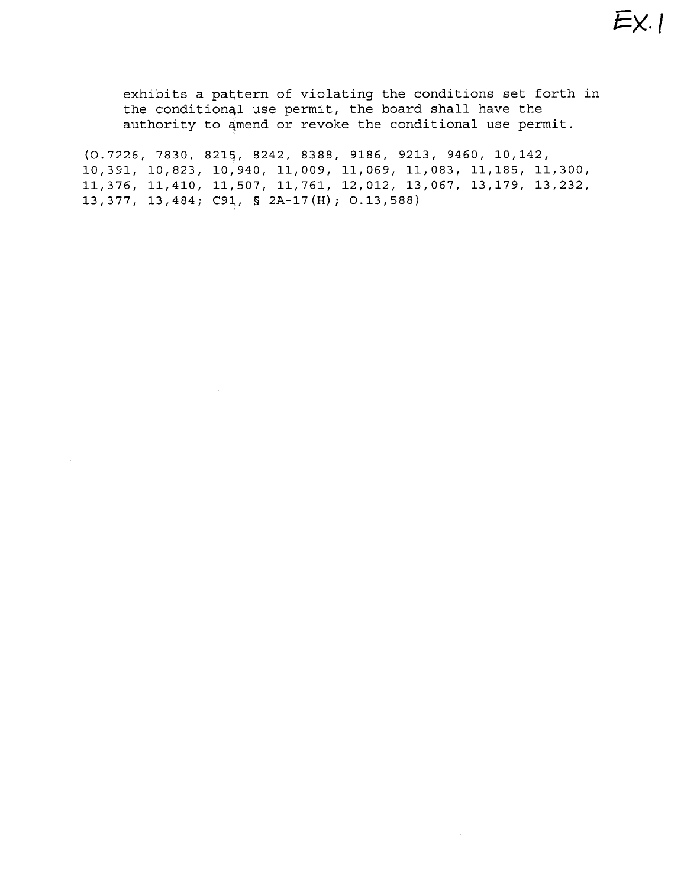Ex. 1

exhibits a pattern of violating the conditions set forth in the conditional use permit, the board shall have the authority to amend or revoke the conditional use permit.

(O.7226, 7830, 8215, 8242, 8388, 9186, 9213, 9460, 10,142, 10,391, 10,823, 10,940, 11,009, 11,069, 11,083, 11,185, 11,300, 11,376, 11,410, 11,507, 11,761, 12,012, 13,067, 13,179, 13,232, 13,377, 13,484; C91, § 2A-17(H); O.13,588)